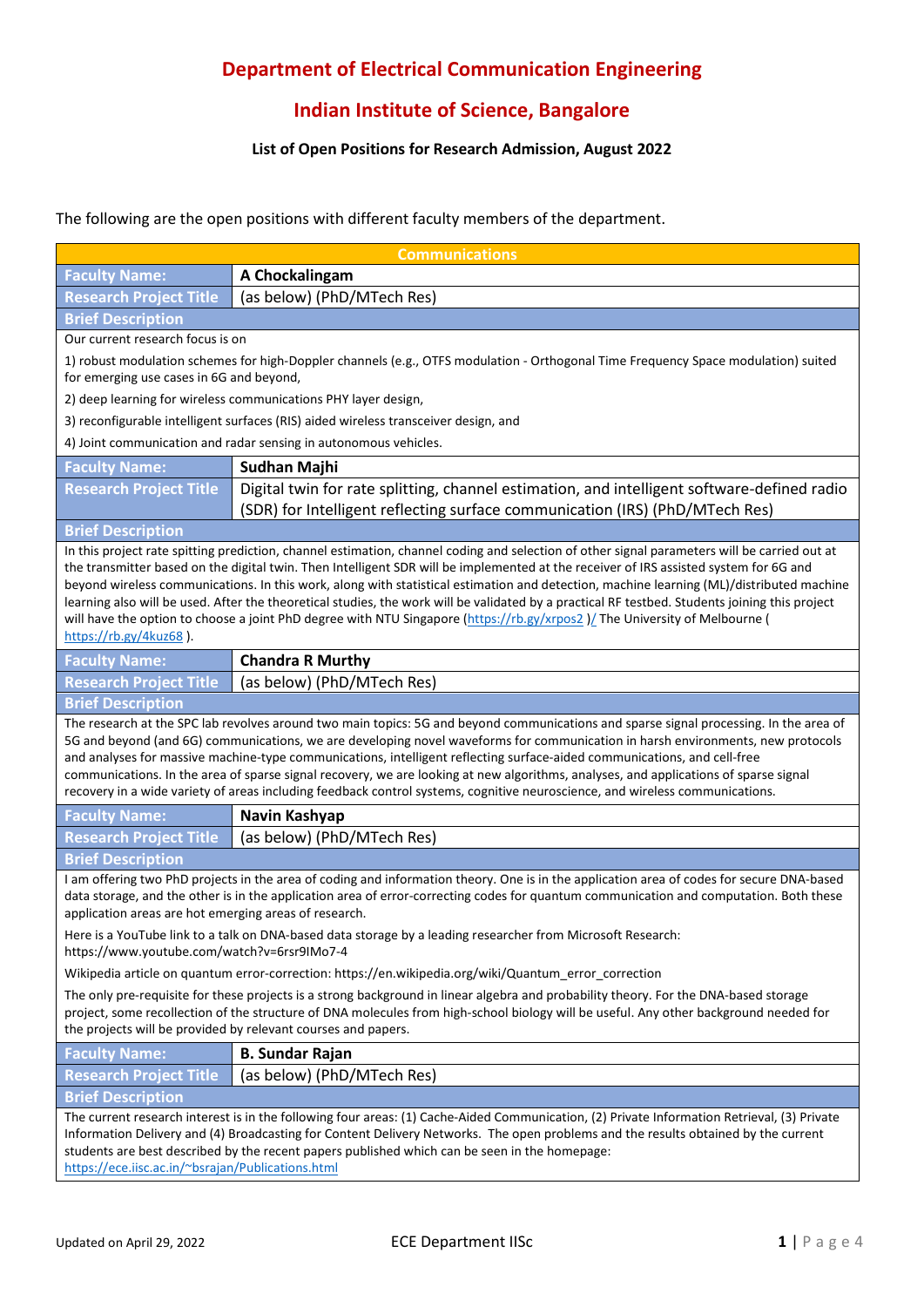# Department of Electrical Communication Engineering

## Indian Institute of Science, Bangalore

### List of Open Positions for Research Admission, August 2022

The following are the open positions with different faculty members of the department.

## Communications

| Faculty Name: | A Chockalingam |
|---|---|
| Research Project Title | (as below) (PhD/MTech Res) |

**Brief Description**

Our current research focus is on

1) robust modulation schemes for high-Doppler channels (e.g., OTFS modulation - Orthogonal Time Frequency Space modulation) suited for emerging use cases in 6G and beyond,

2) deep learning for wireless communications PHY layer design,

3) reconfigurable intelligent surfaces (RIS) aided wireless transceiver design, and

4) Joint communication and radar sensing in autonomous vehicles.

| Faculty Name: | Sudhan Majhi |
|---|---|
| Research Project Title | Digital twin for rate splitting, channel estimation, and intelligent software-defined radio (SDR) for Intelligent reflecting surface communication (IRS) (PhD/MTech Res) |

**Brief Description**

In this project rate spitting prediction, channel estimation, channel coding and selection of other signal parameters will be carried out at the transmitter based on the digital twin. Then Intelligent SDR will be implemented at the receiver of IRS assisted system for 6G and beyond wireless communications. In this work, along with statistical estimation and detection, machine learning (ML)/distributed machine learning also will be used. After the theoretical studies, the work will be validated by a practical RF testbed. Students joining this project will have the option to choose a joint PhD degree with NTU Singapore (https://rb.gy/xrpos2 )/ The University of Melbourne ( https://rb.gy/4kuz68 ).

| Faculty Name: | Chandra R Murthy |
|---|---|
| Research Project Title | (as below) (PhD/MTech Res) |

**Brief Description**

The research at the SPC lab revolves around two main topics: 5G and beyond communications and sparse signal processing. In the area of 5G and beyond (and 6G) communications, we are developing novel waveforms for communication in harsh environments, new protocols and analyses for massive machine-type communications, intelligent reflecting surface-aided communications, and cell-free communications. In the area of sparse signal recovery, we are looking at new algorithms, analyses, and applications of sparse signal recovery in a wide variety of areas including feedback control systems, cognitive neuroscience, and wireless communications.

| Faculty Name: | Navin Kashyap |
|---|---|
| Research Project Title | (as below) (PhD/MTech Res) |

**Brief Description**

I am offering two PhD projects in the area of coding and information theory. One is in the application area of codes for secure DNA-based data storage, and the other is in the application area of error-correcting codes for quantum communication and computation. Both these application areas are hot emerging areas of research.

Here is a YouTube link to a talk on DNA-based data storage by a leading researcher from Microsoft Research: https://www.youtube.com/watch?v=6rsr9IMo7-4

Wikipedia article on quantum error-correction: https://en.wikipedia.org/wiki/Quantum_error_correction

The only pre-requisite for these projects is a strong background in linear algebra and probability theory. For the DNA-based storage project, some recollection of the structure of DNA molecules from high-school biology will be useful. Any other background needed for the projects will be provided by relevant courses and papers.

| Faculty Name: | B. Sundar Rajan |
|---|---|
| Research Project Title | (as below) (PhD/MTech Res) |

**Brief Description**

The current research interest is in the following four areas: (1) Cache-Aided Communication, (2) Private Information Retrieval, (3) Private Information Delivery and (4) Broadcasting for Content Delivery Networks. The open problems and the results obtained by the current students are best described by the recent papers published which can be seen in the homepage: https://ece.iisc.ac.in/~bsrajan/Publications.html

Updated on April 29, 2022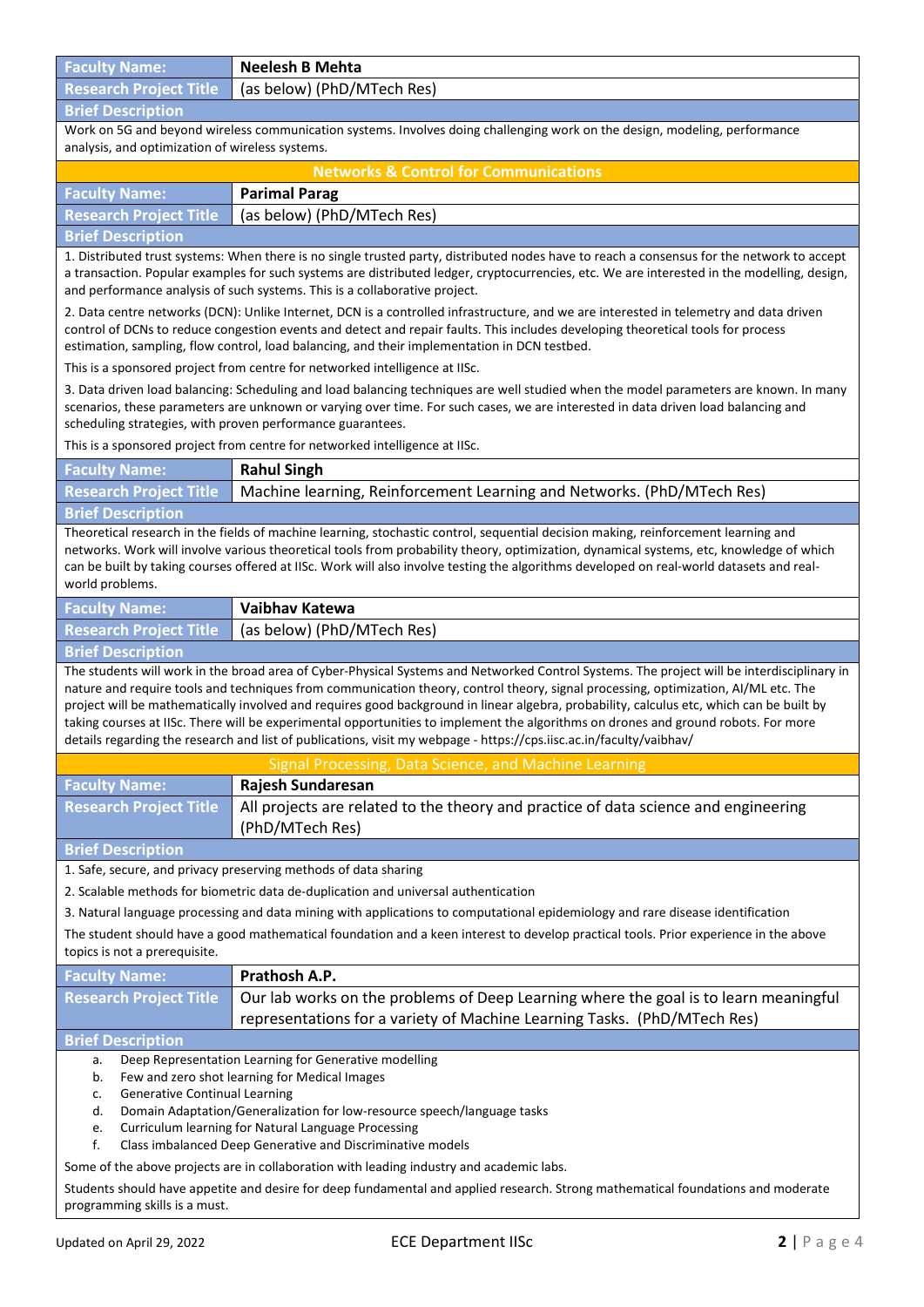**Faculty Name:** Neelesh B Mehta

**Research Project Title:** (as below) (PhD/MTech Res)

**Brief Description**

Work on 5G and beyond wireless communication systems. Involves doing challenging work on the design, modeling, performance analysis, and optimization of wireless systems.

## Networks & Control for Communications

**Faculty Name:** Parimal Parag

**Research Project Title:** (as below) (PhD/MTech Res)

**Brief Description**

1. Distributed trust systems: When there is no single trusted party, distributed nodes have to reach a consensus for the network to accept a transaction. Popular examples for such systems are distributed ledger, cryptocurrencies, etc. We are interested in the modelling, design, and performance analysis of such systems. This is a collaborative project.

2. Data centre networks (DCN): Unlike Internet, DCN is a controlled infrastructure, and we are interested in telemetry and data driven control of DCNs to reduce congestion events and detect and repair faults. This includes developing theoretical tools for process estimation, sampling, flow control, load balancing, and their implementation in DCN testbed.

This is a sponsored project from centre for networked intelligence at IISc.

3. Data driven load balancing: Scheduling and load balancing techniques are well studied when the model parameters are known. In many scenarios, these parameters are unknown or varying over time. For such cases, we are interested in data driven load balancing and scheduling strategies, with proven performance guarantees.

This is a sponsored project from centre for networked intelligence at IISc.

**Faculty Name:** Rahul Singh

**Research Project Title:** Machine learning, Reinforcement Learning and Networks. (PhD/MTech Res)

**Brief Description**

Theoretical research in the fields of machine learning, stochastic control, sequential decision making, reinforcement learning and networks. Work will involve various theoretical tools from probability theory, optimization, dynamical systems, etc, knowledge of which can be built by taking courses offered at IISc. Work will also involve testing the algorithms developed on real-world datasets and real-world problems.

**Faculty Name:** Vaibhav Katewa

**Research Project Title:** (as below) (PhD/MTech Res)

**Brief Description**

The students will work in the broad area of Cyber-Physical Systems and Networked Control Systems. The project will be interdisciplinary in nature and require tools and techniques from communication theory, control theory, signal processing, optimization, AI/ML etc. The project will be mathematically involved and requires good background in linear algebra, probability, calculus etc, which can be built by taking courses at IISc. There will be experimental opportunities to implement the algorithms on drones and ground robots. For more details regarding the research and list of publications, visit my webpage - https://cps.iisc.ac.in/faculty/vaibhav/

## Signal Processing, Data Science, and Machine Learning

**Faculty Name:** Rajesh Sundaresan

**Research Project Title:** All projects are related to the theory and practice of data science and engineering (PhD/MTech Res)

**Brief Description**

1. Safe, secure, and privacy preserving methods of data sharing

2. Scalable methods for biometric data de-duplication and universal authentication

3. Natural language processing and data mining with applications to computational epidemiology and rare disease identification

The student should have a good mathematical foundation and a keen interest to develop practical tools. Prior experience in the above topics is not a prerequisite.

**Faculty Name:** Prathosh A.P.

**Research Project Title:** Our lab works on the problems of Deep Learning where the goal is to learn meaningful representations for a variety of Machine Learning Tasks. (PhD/MTech Res)

**Brief Description**

a. Deep Representation Learning for Generative modelling
b. Few and zero shot learning for Medical Images
c. Generative Continual Learning
d. Domain Adaptation/Generalization for low-resource speech/language tasks
e. Curriculum learning for Natural Language Processing
f. Class imbalanced Deep Generative and Discriminative models

Some of the above projects are in collaboration with leading industry and academic labs.

Students should have appetite and desire for deep fundamental and applied research. Strong mathematical foundations and moderate programming skills is a must.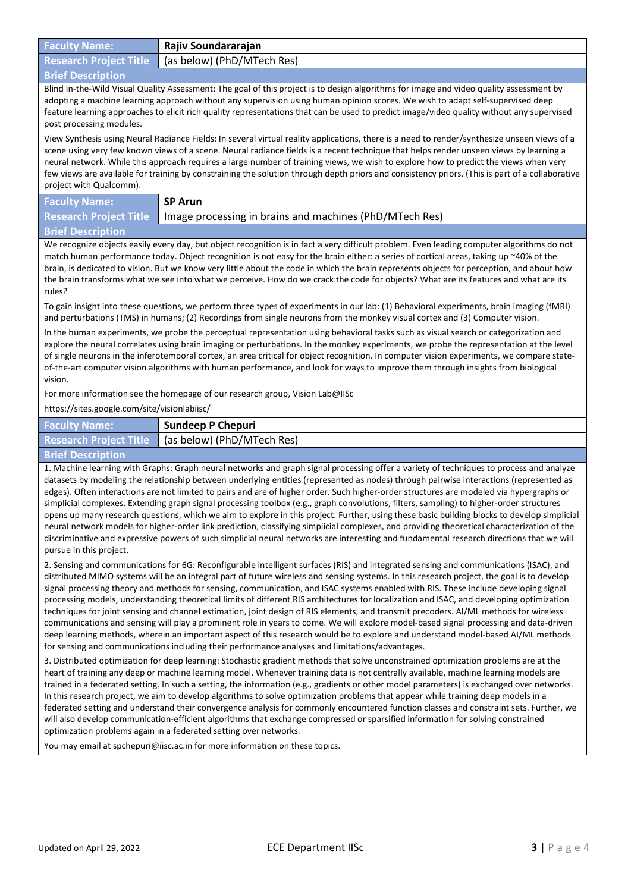| Faculty Name: | Rajiv Soundararajan |
|---|---|
| Research Project Title | (as below) (PhD/MTech Res) |

**Brief Description**

Blind In-the-Wild Visual Quality Assessment: The goal of this project is to design algorithms for image and video quality assessment by adopting a machine learning approach without any supervision using human opinion scores. We wish to adapt self-supervised deep feature learning approaches to elicit rich quality representations that can be used to predict image/video quality without any supervised post processing modules.

View Synthesis using Neural Radiance Fields: In several virtual reality applications, there is a need to render/synthesize unseen views of a scene using very few known views of a scene. Neural radiance fields is a recent technique that helps render unseen views by learning a neural network. While this approach requires a large number of training views, we wish to explore how to predict the views when very few views are available for training by constraining the solution through depth priors and consistency priors. (This is part of a collaborative project with Qualcomm).

| Faculty Name: | SP Arun |
|---|---|
| Research Project Title | Image processing in brains and machines (PhD/MTech Res) |

**Brief Description**

We recognize objects easily every day, but object recognition is in fact a very difficult problem. Even leading computer algorithms do not match human performance today. Object recognition is not easy for the brain either: a series of cortical areas, taking up ~40% of the brain, is dedicated to vision. But we know very little about the code in which the brain represents objects for perception, and about how the brain transforms what we see into what we perceive. How do we crack the code for objects? What are its features and what are its rules?

To gain insight into these questions, we perform three types of experiments in our lab: (1) Behavioral experiments, brain imaging (fMRI) and perturbations (TMS) in humans; (2) Recordings from single neurons from the monkey visual cortex and (3) Computer vision.

In the human experiments, we probe the perceptual representation using behavioral tasks such as visual search or categorization and explore the neural correlates using brain imaging or perturbations. In the monkey experiments, we probe the representation at the level of single neurons in the inferotemporal cortex, an area critical for object recognition. In computer vision experiments, we compare state-of-the-art computer vision algorithms with human performance, and look for ways to improve them through insights from biological vision.

For more information see the homepage of our research group, Vision Lab@IISc

https://sites.google.com/site/visionlabiisc/

| Faculty Name: | Sundeep P Chepuri |
|---|---|
| Research Project Title | (as below) (PhD/MTech Res) |

**Brief Description**

1. Machine learning with Graphs: Graph neural networks and graph signal processing offer a variety of techniques to process and analyze datasets by modeling the relationship between underlying entities (represented as nodes) through pairwise interactions (represented as edges). Often interactions are not limited to pairs and are of higher order. Such higher-order structures are modeled via hypergraphs or simplicial complexes. Extending graph signal processing toolbox (e.g., graph convolutions, filters, sampling) to higher-order structures opens up many research questions, which we aim to explore in this project. Further, using these basic building blocks to develop simplicial neural network models for higher-order link prediction, classifying simplicial complexes, and providing theoretical characterization of the discriminative and expressive powers of such simplicial neural networks are interesting and fundamental research directions that we will pursue in this project.

2. Sensing and communications for 6G: Reconfigurable intelligent surfaces (RIS) and integrated sensing and communications (ISAC), and distributed MIMO systems will be an integral part of future wireless and sensing systems. In this research project, the goal is to develop signal processing theory and methods for sensing, communication, and ISAC systems enabled with RIS. These include developing signal processing models, understanding theoretical limits of different RIS architectures for localization and ISAC, and developing optimization techniques for joint sensing and channel estimation, joint design of RIS elements, and transmit precoders. AI/ML methods for wireless communications and sensing will play a prominent aspect in years to come. We will explore model-based signal processing and data-driven deep learning methods, wherein an important aspect of this research would be to explore and understand model-based AI/ML methods for sensing and communications including their performance analyses and limitations/advantages.

3. Distributed optimization for deep learning: Stochastic gradient methods that solve unconstrained optimization problems are at the heart of training any deep or machine learning model. Whenever training data is not centrally available, machine learning models are trained in a federated setting. In such a setting, the information (e.g., gradients or other model parameters) is exchanged over networks. In this research project, we aim to develop algorithms to solve optimization problems that appear while training deep models in a federated setting and understand their convergence analysis for commonly encountered function classes and constraint sets. Further, we will also develop communication-efficient algorithms that exchange compressed or sparsified information for solving constrained optimization problems again in a federated setting over networks.

You may email at spchepuri@iisc.ac.in for more information on these topics.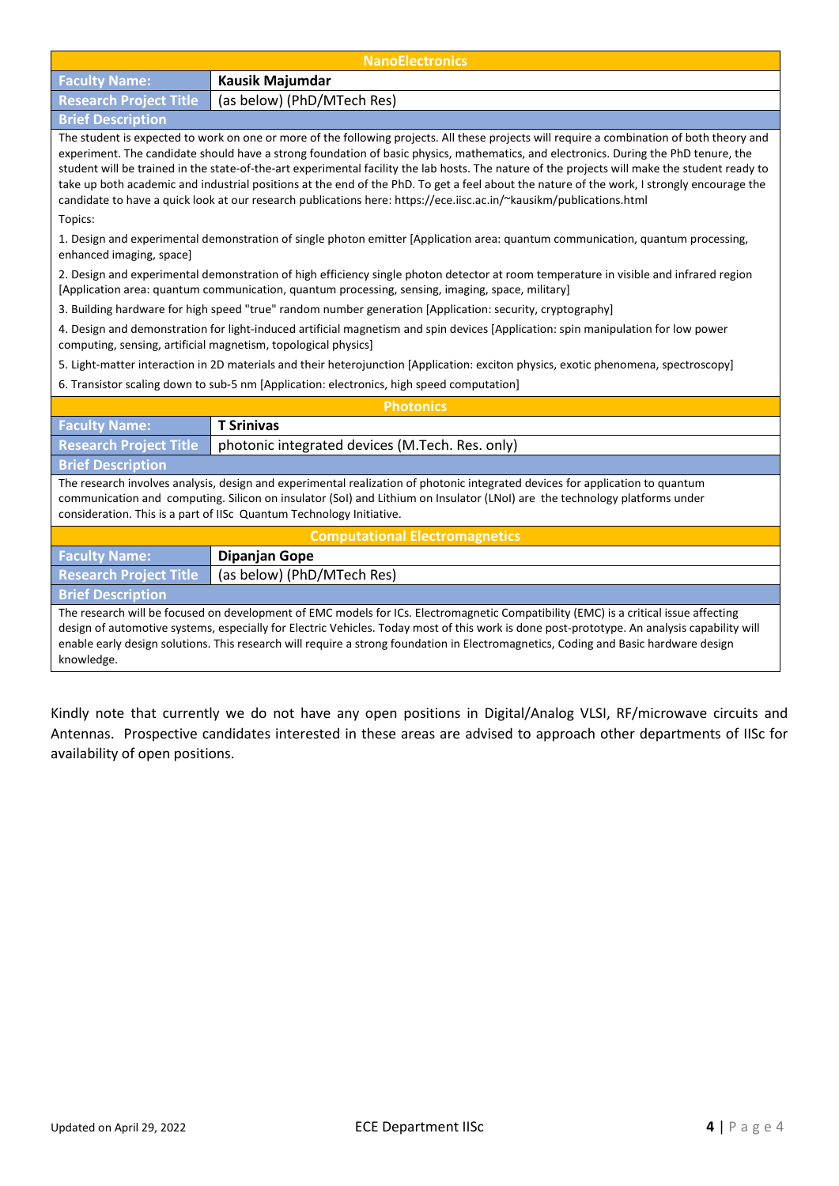## NanoElectronics

| | |
|---|---|
| **Faculty Name:** | **Kausik Majumdar** |
| **Research Project Title** | (as below) (PhD/MTech Res) |

**Brief Description**

The student is expected to work on one or more of the following projects. All these projects will require a combination of both theory and experiment. The candidate should have a strong foundation of basic physics, mathematics, and electronics. During the PhD tenure, the student will be trained in the state-of-the-art experimental facility the lab hosts. The nature of the projects will make the student ready to take up both academic and industrial positions at the end of the PhD. To get a feel about the nature of the work, I strongly encourage the candidate to have a quick look at our research publications here: https://ece.iisc.ac.in/~kausikm/publications.html

Topics:

1. Design and experimental demonstration of single photon emitter [Application area: quantum communication, quantum processing, enhanced imaging, space]
2. Design and experimental demonstration of high efficiency single photon detector at room temperature in visible and infrared region [Application area: quantum communication, quantum processing, sensing, imaging, space, military]
3. Building hardware for high speed "true" random number generation [Application: security, cryptography]
4. Design and demonstration for light-induced artificial magnetism and spin devices [Application: spin manipulation for low power computing, sensing, artificial magnetism, topological physics]
5. Light-matter interaction in 2D materials and their heterojunction [Application: exciton physics, exotic phenomena, spectroscopy]
6. Transistor scaling down to sub-5 nm [Application: electronics, high speed computation]

## Photonics

| | |
|---|---|
| **Faculty Name:** | **T Srinivas** |
| **Research Project Title** | photonic integrated devices (M.Tech. Res. only) |

**Brief Description**

The research involves analysis, design and experimental realization of photonic integrated devices for application to quantum communication and computing. Silicon on insulator (SoI) and Lithium on Insulator (LNoI) are the technology platforms under consideration. This is a part of IISc Quantum Technology Initiative.

## Computational Electromagnetics

| | |
|---|---|
| **Faculty Name:** | **Dipanjan Gope** |
| **Research Project Title** | (as below) (PhD/MTech Res) |

**Brief Description**

The research will be focused on development of EMC models for ICs. Electromagnetic Compatibility (EMC) is a critical issue affecting design of automotive systems, especially for Electric Vehicles. Today most of this work is done post-prototype. An analysis capability will enable early design solutions. This research will require a strong foundation in Electromagnetics, Coding and Basic hardware design knowledge.

Kindly note that currently we do not have any open positions in Digital/Analog VLSI, RF/microwave circuits and Antennas. Prospective candidates interested in these areas are advised to approach other departments of IISc for availability of open positions.